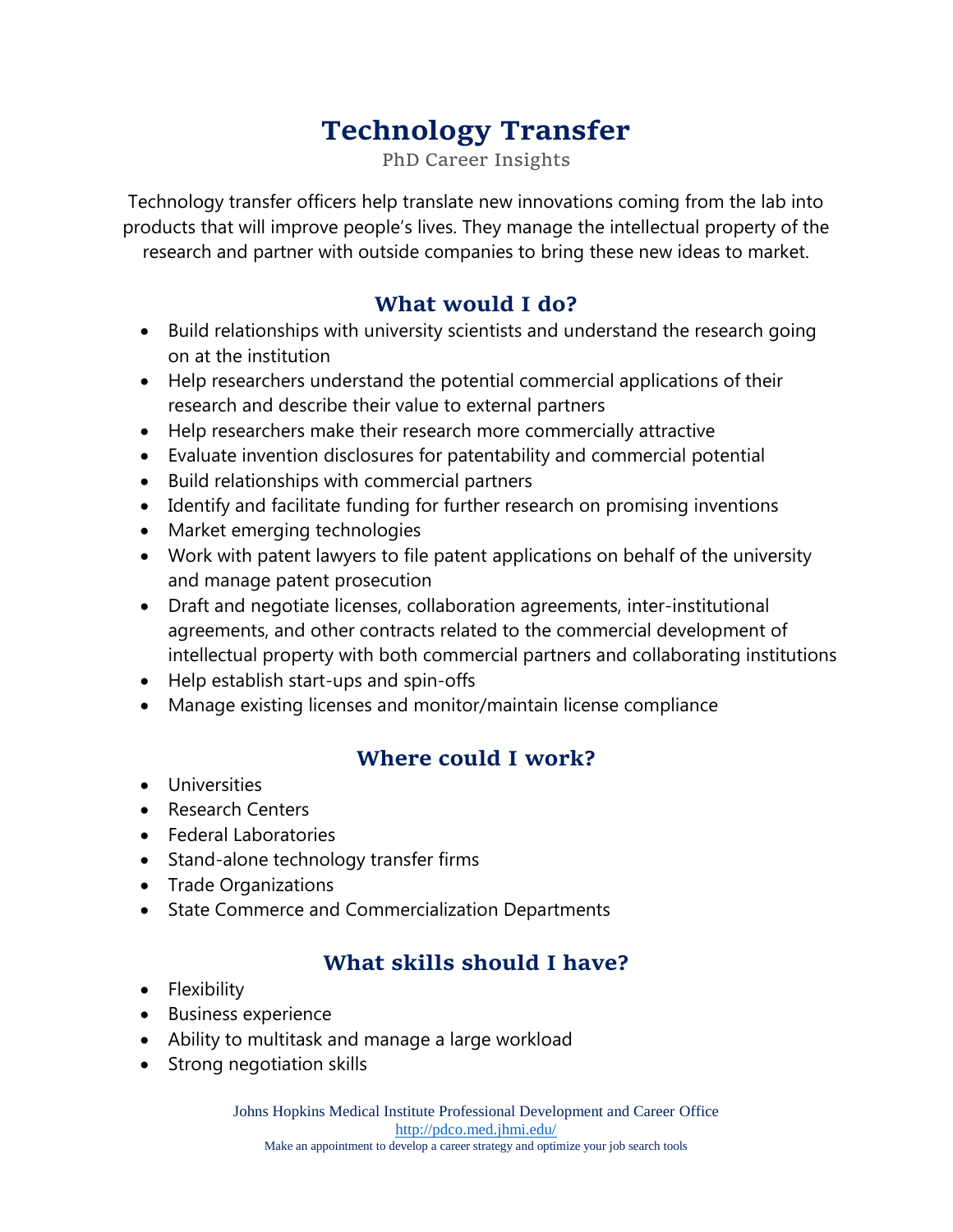# Technology Transfer

PhD Career Insights

Technology transfer officers help translate new innovations coming from the lab into products that will improve people's lives. They manage the intellectual property of the research and partner with outside companies to bring these new ideas to market.

## What would I do?

- Build relationships with university scientists and understand the research going on at the institution
- Help researchers understand the potential commercial applications of their research and describe their value to external partners
- Help researchers make their research more commercially attractive
- Evaluate invention disclosures for patentability and commercial potential
- Build relationships with commercial partners
- Identify and facilitate funding for further research on promising inventions
- Market emerging technologies
- Work with patent lawyers to file patent applications on behalf of the university and manage patent prosecution
- Draft and negotiate licenses, collaboration agreements, inter-institutional agreements, and other contracts related to the commercial development of intellectual property with both commercial partners and collaborating institutions
- Help establish start-ups and spin-offs
- Manage existing licenses and monitor/maintain license compliance

## Where could I work?

- Universities
- Research Centers
- Federal Laboratories
- Stand-alone technology transfer firms
- Trade Organizations
- State Commerce and Commercialization Departments

## What skills should I have?

- Flexibility
- Business experience
- Ability to multitask and manage a large workload
- Strong negotiation skills

Johns Hopkins Medical Institute Professional Development and Career Office
http://pdco.med.jhmi.edu/
Make an appointment to develop a career strategy and optimize your job search tools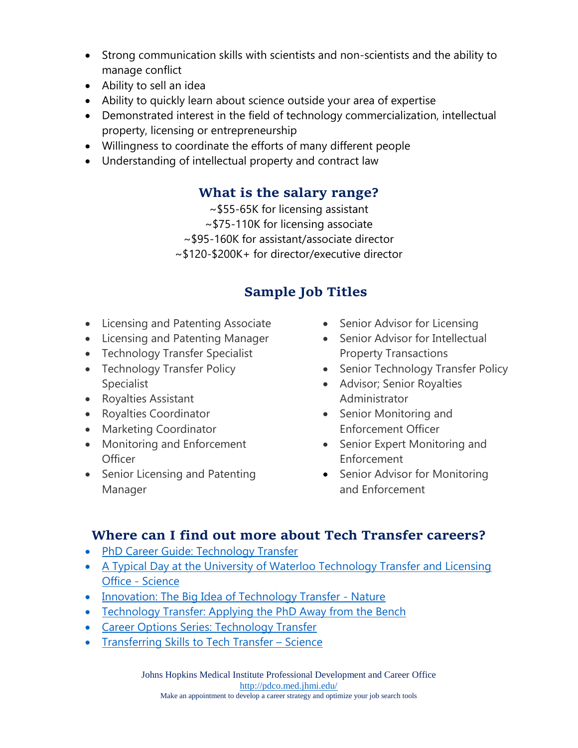- Strong communication skills with scientists and non-scientists and the ability to manage conflict
- Ability to sell an idea
- Ability to quickly learn about science outside your area of expertise
- Demonstrated interest in the field of technology commercialization, intellectual property, licensing or entrepreneurship
- Willingness to coordinate the efforts of many different people
- Understanding of intellectual property and contract law

## What is the salary range?

~$55-65K for licensing assistant
~$75-110K for licensing associate
~$95-160K for assistant/associate director
~$120-$200K+ for director/executive director

## Sample Job Titles

- Licensing and Patenting Associate
- Licensing and Patenting Manager
- Technology Transfer Specialist
- Technology Transfer Policy Specialist
- Royalties Assistant
- Royalties Coordinator
- Marketing Coordinator
- Monitoring and Enforcement Officer
- Senior Licensing and Patenting Manager
- Senior Advisor for Licensing
- Senior Advisor for Intellectual Property Transactions
- Senior Technology Transfer Policy
- Advisor; Senior Royalties Administrator
- Senior Monitoring and Enforcement Officer
- Senior Expert Monitoring and Enforcement
- Senior Advisor for Monitoring and Enforcement

## Where can I find out more about Tech Transfer careers?

- PhD Career Guide: Technology Transfer
- A Typical Day at the University of Waterloo Technology Transfer and Licensing Office - Science
- Innovation: The Big Idea of Technology Transfer - Nature
- Technology Transfer: Applying the PhD Away from the Bench
- Career Options Series: Technology Transfer
- Transferring Skills to Tech Transfer – Science

Johns Hopkins Medical Institute Professional Development and Career Office
http://pdco.med.jhmi.edu/
Make an appointment to develop a career strategy and optimize your job search tools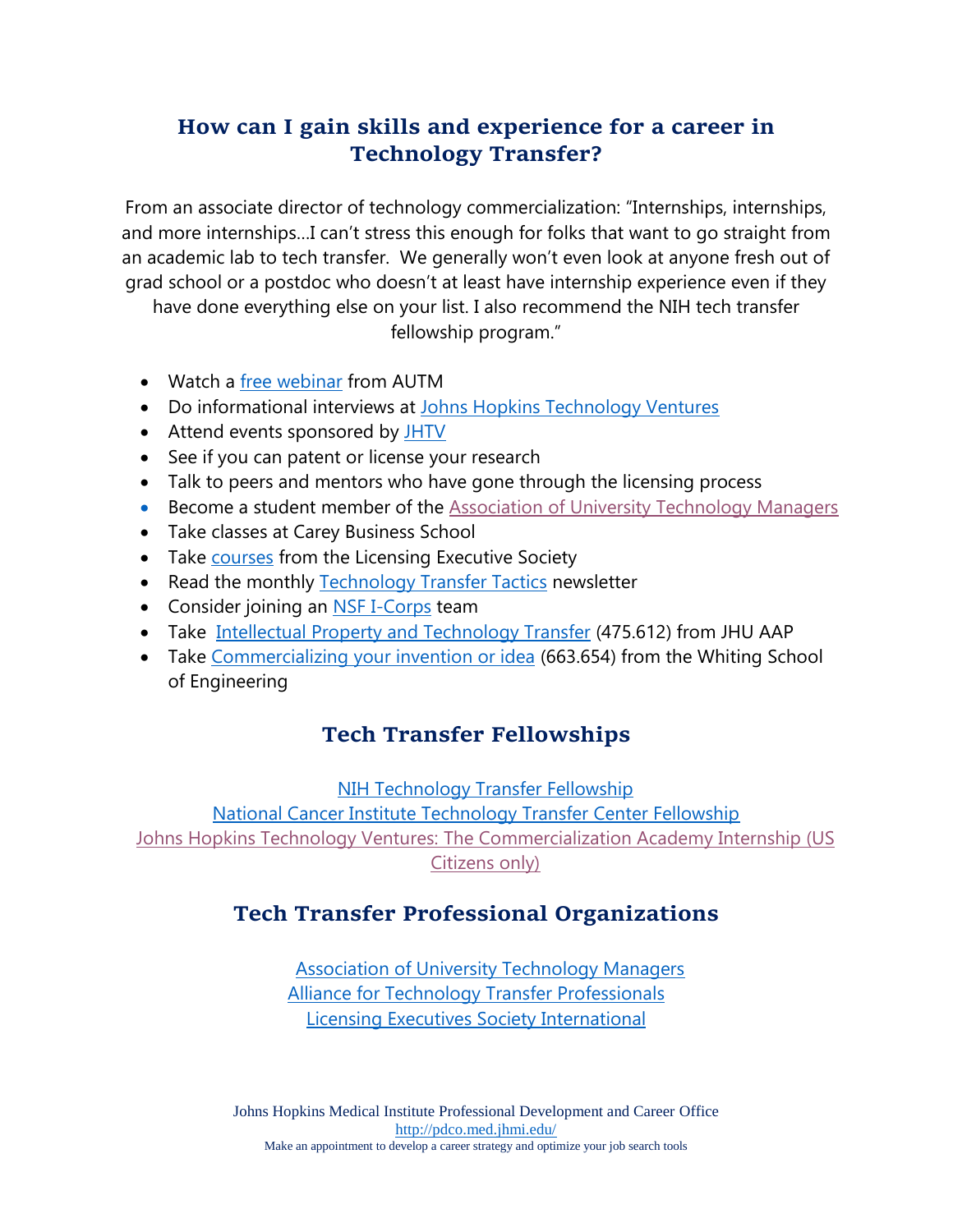## How can I gain skills and experience for a career in Technology Transfer?

From an associate director of technology commercialization: "Internships, internships, and more internships…I can't stress this enough for folks that want to go straight from an academic lab to tech transfer. We generally won't even look at anyone fresh out of grad school or a postdoc who doesn't at least have internship experience even if they have done everything else on your list. I also recommend the NIH tech transfer fellowship program."

- Watch a free webinar from AUTM
- Do informational interviews at Johns Hopkins Technology Ventures
- Attend events sponsored by JHTV
- See if you can patent or license your research
- Talk to peers and mentors who have gone through the licensing process
- Become a student member of the Association of University Technology Managers
- Take classes at Carey Business School
- Take courses from the Licensing Executive Society
- Read the monthly Technology Transfer Tactics newsletter
- Consider joining an NSF I-Corps team
- Take Intellectual Property and Technology Transfer (475.612) from JHU AAP
- Take Commercializing your invention or idea (663.654) from the Whiting School of Engineering

## Tech Transfer Fellowships

NIH Technology Transfer Fellowship
National Cancer Institute Technology Transfer Center Fellowship
Johns Hopkins Technology Ventures: The Commercialization Academy Internship (US Citizens only)

## Tech Transfer Professional Organizations

Association of University Technology Managers
Alliance for Technology Transfer Professionals
Licensing Executives Society International

Johns Hopkins Medical Institute Professional Development and Career Office
http://pdco.med.jhmi.edu/
Make an appointment to develop a career strategy and optimize your job search tools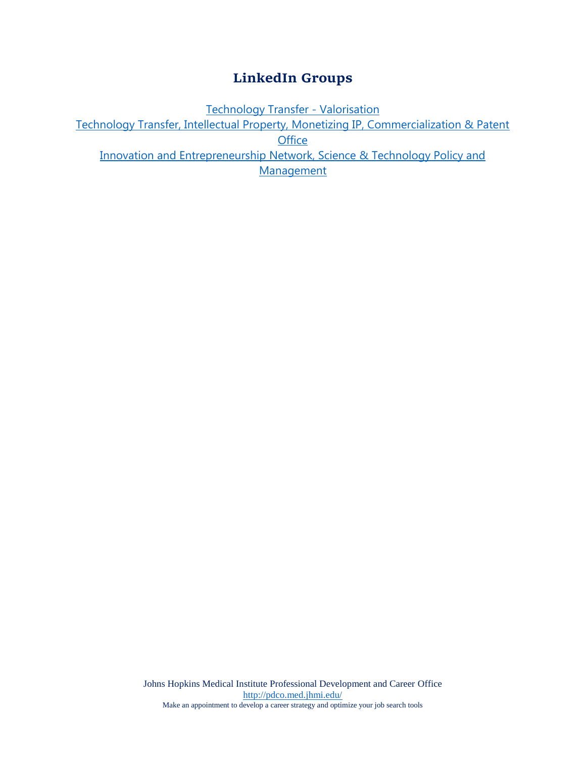## LinkedIn Groups

Technology Transfer - Valorisation
Technology Transfer, Intellectual Property, Monetizing IP, Commercialization & Patent Office
Innovation and Entrepreneurship Network, Science & Technology Policy and Management

Johns Hopkins Medical Institute Professional Development and Career Office
http://pdco.med.jhmi.edu/
Make an appointment to develop a career strategy and optimize your job search tools